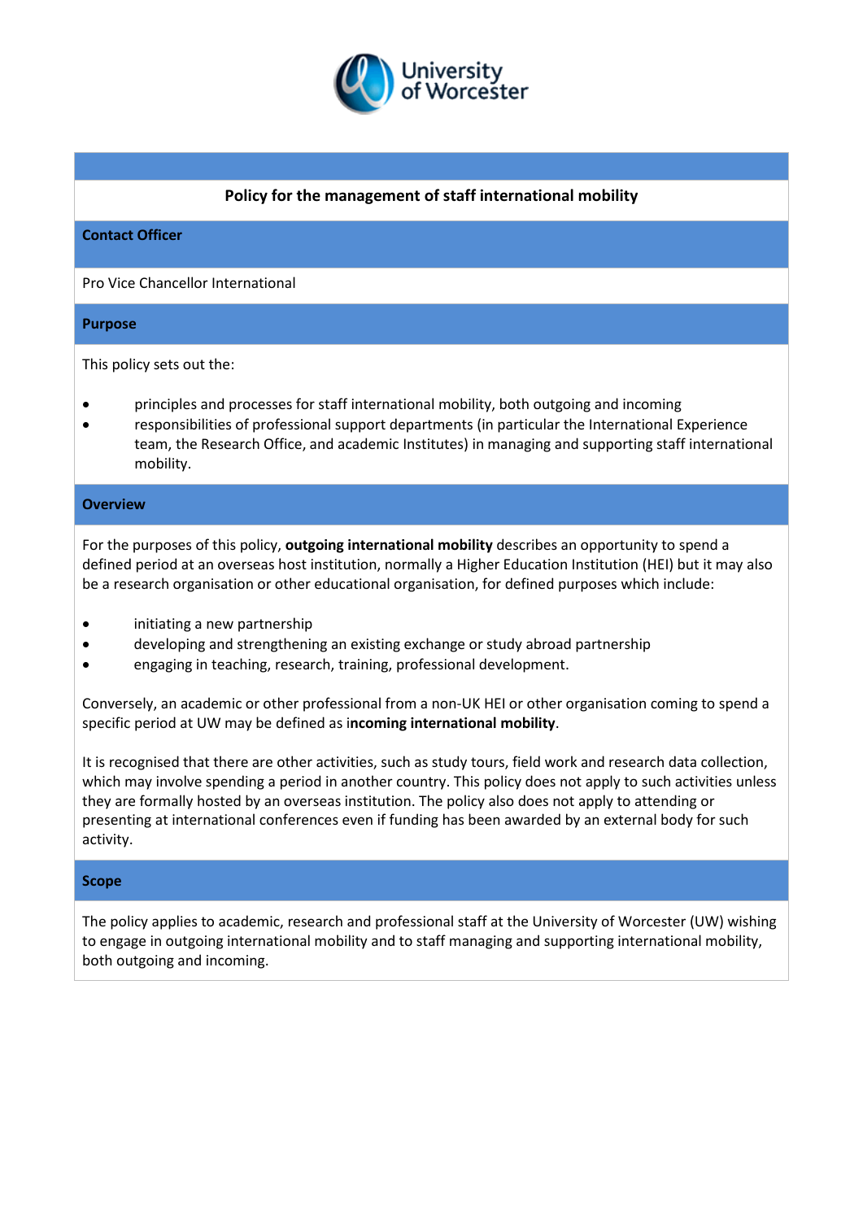University of Worcester

# Policy for the management of staff international mobility

## Contact Officer

Pro Vice Chancellor International

## Purpose

This policy sets out the:

- principles and processes for staff international mobility, both outgoing and incoming
- responsibilities of professional support departments (in particular the International Experience team, the Research Office, and academic Institutes) in managing and supporting staff international mobility.

## Overview

For the purposes of this policy, **outgoing international mobility** describes an opportunity to spend a defined period at an overseas host institution, normally a Higher Education Institution (HEI) but it may also be a research organisation or other educational organisation, for defined purposes which include:

- initiating a new partnership
- developing and strengthening an existing exchange or study abroad partnership
- engaging in teaching, research, training, professional development.

Conversely, an academic or other professional from a non-UK HEI or other organisation coming to spend a specific period at UW may be defined as i**ncoming international mobility**.

It is recognised that there are other activities, such as study tours, field work and research data collection, which may involve spending a period in another country. This policy does not apply to such activities unless they are formally hosted by an overseas institution. The policy also does not apply to attending or presenting at international conferences even if funding has been awarded by an external body for such activity.

## Scope

The policy applies to academic, research and professional staff at the University of Worcester (UW) wishing to engage in outgoing international mobility and to staff managing and supporting international mobility, both outgoing and incoming.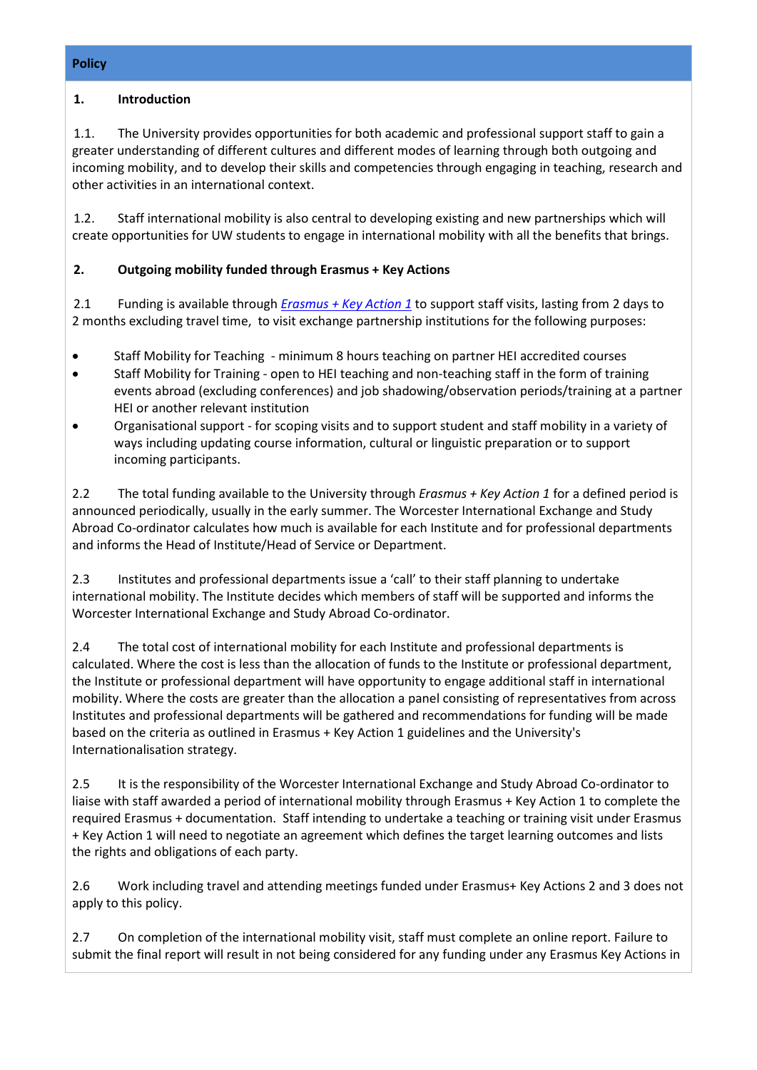## Policy

### 1. Introduction

1.1. The University provides opportunities for both academic and professional support staff to gain a greater understanding of different cultures and different modes of learning through both outgoing and incoming mobility, and to develop their skills and competencies through engaging in teaching, research and other activities in an international context.

1.2. Staff international mobility is also central to developing existing and new partnerships which will create opportunities for UW students to engage in international mobility with all the benefits that brings.

### 2. Outgoing mobility funded through Erasmus + Key Actions

2.1 Funding is available through *Erasmus + Key Action 1* to support staff visits, lasting from 2 days to 2 months excluding travel time, to visit exchange partnership institutions for the following purposes:

- Staff Mobility for Teaching - minimum 8 hours teaching on partner HEI accredited courses
- Staff Mobility for Training - open to HEI teaching and non-teaching staff in the form of training events abroad (excluding conferences) and job shadowing/observation periods/training at a partner HEI or another relevant institution
- Organisational support - for scoping visits and to support student and staff mobility in a variety of ways including updating course information, cultural or linguistic preparation or to support incoming participants.

2.2 The total funding available to the University through *Erasmus + Key Action 1* for a defined period is announced periodically, usually in the early summer. The Worcester International Exchange and Study Abroad Co-ordinator calculates how much is available for each Institute and for professional departments and informs the Head of Institute/Head of Service or Department.

2.3 Institutes and professional departments issue a 'call' to their staff planning to undertake international mobility. The Institute decides which members of staff will be supported and informs the Worcester International Exchange and Study Abroad Co-ordinator.

2.4 The total cost of international mobility for each Institute and professional departments is calculated. Where the cost is less than the allocation of funds to the Institute or professional department, the Institute or professional department will have opportunity to engage additional staff in international mobility. Where the costs are greater than the allocation a panel consisting of representatives from across Institutes and professional departments will be gathered and recommendations for funding will be made based on the criteria as outlined in Erasmus + Key Action 1 guidelines and the University's Internationalisation strategy.

2.5 It is the responsibility of the Worcester International Exchange and Study Abroad Co-ordinator to liaise with staff awarded a period of international mobility through Erasmus + Key Action 1 to complete the required Erasmus + documentation. Staff intending to undertake a teaching or training visit under Erasmus + Key Action 1 will need to negotiate an agreement which defines the target learning outcomes and lists the rights and obligations of each party.

2.6 Work including travel and attending meetings funded under Erasmus+ Key Actions 2 and 3 does not apply to this policy.

2.7 On completion of the international mobility visit, staff must complete an online report. Failure to submit the final report will result in not being considered for any funding under any Erasmus Key Actions in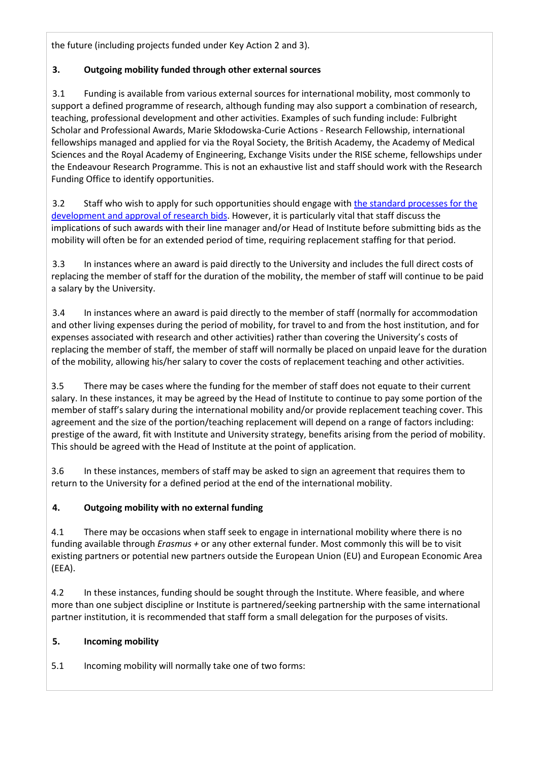the future (including projects funded under Key Action 2 and 3).

## 3. Outgoing mobility funded through other external sources

3.1 Funding is available from various external sources for international mobility, most commonly to support a defined programme of research, although funding may also support a combination of research, teaching, professional development and other activities. Examples of such funding include: Fulbright Scholar and Professional Awards, Marie Skłodowska-Curie Actions - Research Fellowship, international fellowships managed and applied for via the Royal Society, the British Academy, the Academy of Medical Sciences and the Royal Academy of Engineering, Exchange Visits under the RISE scheme, fellowships under the Endeavour Research Programme. This is not an exhaustive list and staff should work with the Research Funding Office to identify opportunities.

3.2 Staff who wish to apply for such opportunities should engage with the standard processes for the development and approval of research bids. However, it is particularly vital that staff discuss the implications of such awards with their line manager and/or Head of Institute before submitting bids as the mobility will often be for an extended period of time, requiring replacement staffing for that period.

3.3 In instances where an award is paid directly to the University and includes the full direct costs of replacing the member of staff for the duration of the mobility, the member of staff will continue to be paid a salary by the University.

3.4 In instances where an award is paid directly to the member of staff (normally for accommodation and other living expenses during the period of mobility, for travel to and from the host institution, and for expenses associated with research and other activities) rather than covering the University's costs of replacing the member of staff, the member of staff will normally be placed on unpaid leave for the duration of the mobility, allowing his/her salary to cover the costs of replacement teaching and other activities.

3.5 There may be cases where the funding for the member of staff does not equate to their current salary. In these instances, it may be agreed by the Head of Institute to continue to pay some portion of the member of staff's salary during the international mobility and/or provide replacement teaching cover. This agreement and the size of the portion/teaching replacement will depend on a range of factors including: prestige of the award, fit with Institute and University strategy, benefits arising from the period of mobility. This should be agreed with the Head of Institute at the point of application.

3.6 In these instances, members of staff may be asked to sign an agreement that requires them to return to the University for a defined period at the end of the international mobility.

## 4. Outgoing mobility with no external funding

4.1 There may be occasions when staff seek to engage in international mobility where there is no funding available through *Erasmus +* or any other external funder. Most commonly this will be to visit existing partners or potential new partners outside the European Union (EU) and European Economic Area (EEA).

4.2 In these instances, funding should be sought through the Institute. Where feasible, and where more than one subject discipline or Institute is partnered/seeking partnership with the same international partner institution, it is recommended that staff form a small delegation for the purposes of visits.

## 5. Incoming mobility

5.1 Incoming mobility will normally take one of two forms: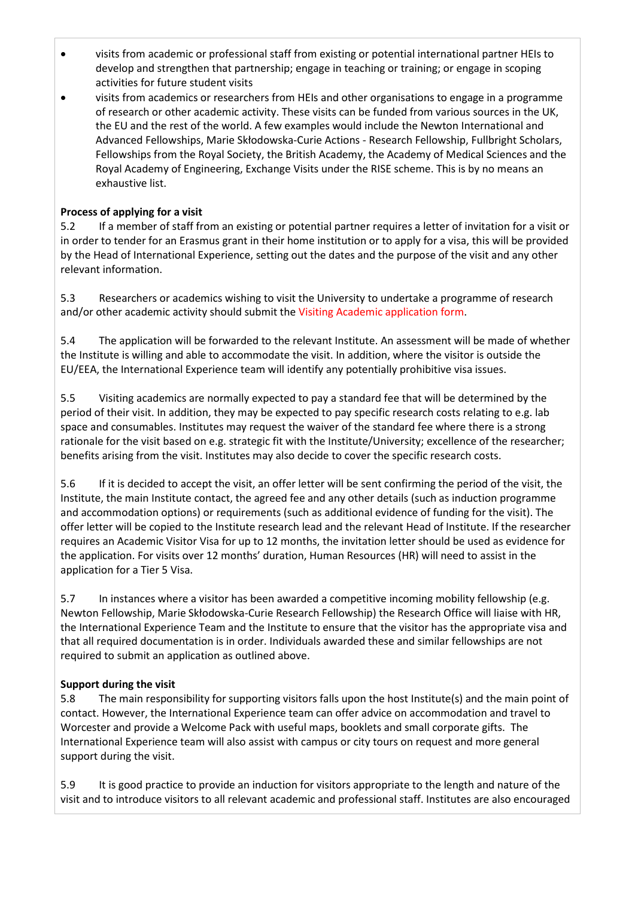- visits from academic or professional staff from existing or potential international partner HEIs to develop and strengthen that partnership; engage in teaching or training; or engage in scoping activities for future student visits
- visits from academics or researchers from HEIs and other organisations to engage in a programme of research or other academic activity. These visits can be funded from various sources in the UK, the EU and the rest of the world. A few examples would include the Newton International and Advanced Fellowships, Marie Skłodowska-Curie Actions - Research Fellowship, Fullbright Scholars, Fellowships from the Royal Society, the British Academy, the Academy of Medical Sciences and the Royal Academy of Engineering, Exchange Visits under the RISE scheme. This is by no means an exhaustive list.

**Process of applying for a visit**

5.2 If a member of staff from an existing or potential partner requires a letter of invitation for a visit or in order to tender for an Erasmus grant in their home institution or to apply for a visa, this will be provided by the Head of International Experience, setting out the dates and the purpose of the visit and any other relevant information.

5.3 Researchers or academics wishing to visit the University to undertake a programme of research and/or other academic activity should submit the Visiting Academic application form.

5.4 The application will be forwarded to the relevant Institute. An assessment will be made of whether the Institute is willing and able to accommodate the visit. In addition, where the visitor is outside the EU/EEA, the International Experience team will identify any potentially prohibitive visa issues.

5.5 Visiting academics are normally expected to pay a standard fee that will be determined by the period of their visit. In addition, they may be expected to pay specific research costs relating to e.g. lab space and consumables. Institutes may request the waiver of the standard fee where there is a strong rationale for the visit based on e.g. strategic fit with the Institute/University; excellence of the researcher; benefits arising from the visit. Institutes may also decide to cover the specific research costs.

5.6 If it is decided to accept the visit, an offer letter will be sent confirming the period of the visit, the Institute, the main Institute contact, the agreed fee and any other details (such as induction programme and accommodation options) or requirements (such as additional evidence of funding for the visit). The offer letter will be copied to the Institute research lead and the relevant Head of Institute. If the researcher requires an Academic Visitor Visa for up to 12 months, the invitation letter should be used as evidence for the application. For visits over 12 months' duration, Human Resources (HR) will need to assist in the application for a Tier 5 Visa.

5.7 In instances where a visitor has been awarded a competitive incoming mobility fellowship (e.g. Newton Fellowship, Marie Skłodowska-Curie Research Fellowship) the Research Office will liaise with HR, the International Experience Team and the Institute to ensure that the visitor has the appropriate visa and that all required documentation is in order. Individuals awarded these and similar fellowships are not required to submit an application as outlined above.

**Support during the visit**

5.8 The main responsibility for supporting visitors falls upon the host Institute(s) and the main point of contact. However, the International Experience team can offer advice on accommodation and travel to Worcester and provide a Welcome Pack with useful maps, booklets and small corporate gifts. The International Experience team will also assist with campus or city tours on request and more general support during the visit.

5.9 It is good practice to provide an induction for visitors appropriate to the length and nature of the visit and to introduce visitors to all relevant academic and professional staff. Institutes are also encouraged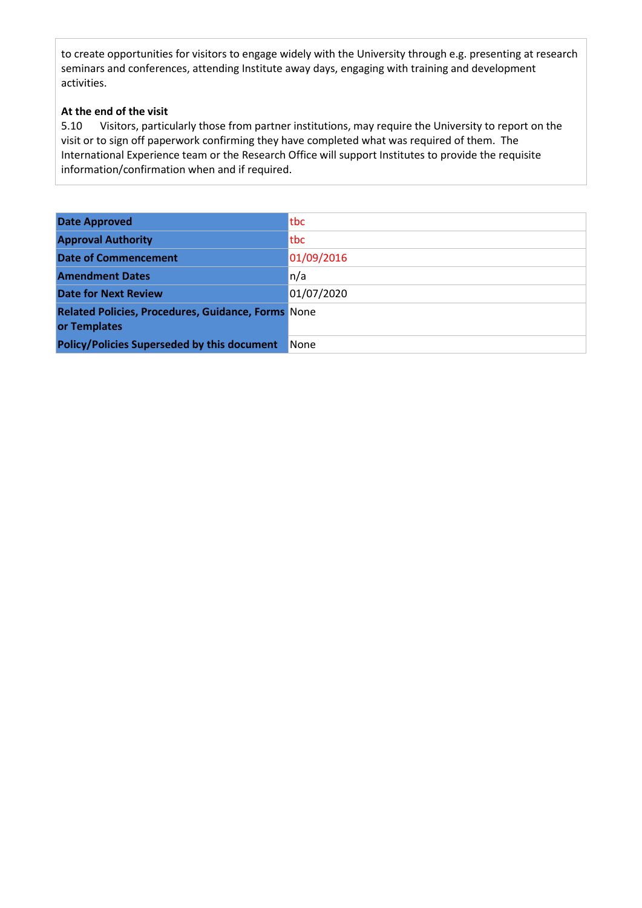to create opportunities for visitors to engage widely with the University through e.g. presenting at research seminars and conferences, attending Institute away days, engaging with training and development activities.

**At the end of the visit**

5.10 Visitors, particularly those from partner institutions, may require the University to report on the visit or to sign off paperwork confirming they have completed what was required of them. The International Experience team or the Research Office will support Institutes to provide the requisite information/confirmation when and if required.

| | |
|---|---|
| **Date Approved** | tbc |
| **Approval Authority** | tbc |
| **Date of Commencement** | 01/09/2016 |
| **Amendment Dates** | n/a |
| **Date for Next Review** | 01/07/2020 |
| **Related Policies, Procedures, Guidance, Forms or Templates** | None |
| **Policy/Policies Superseded by this document** | None |